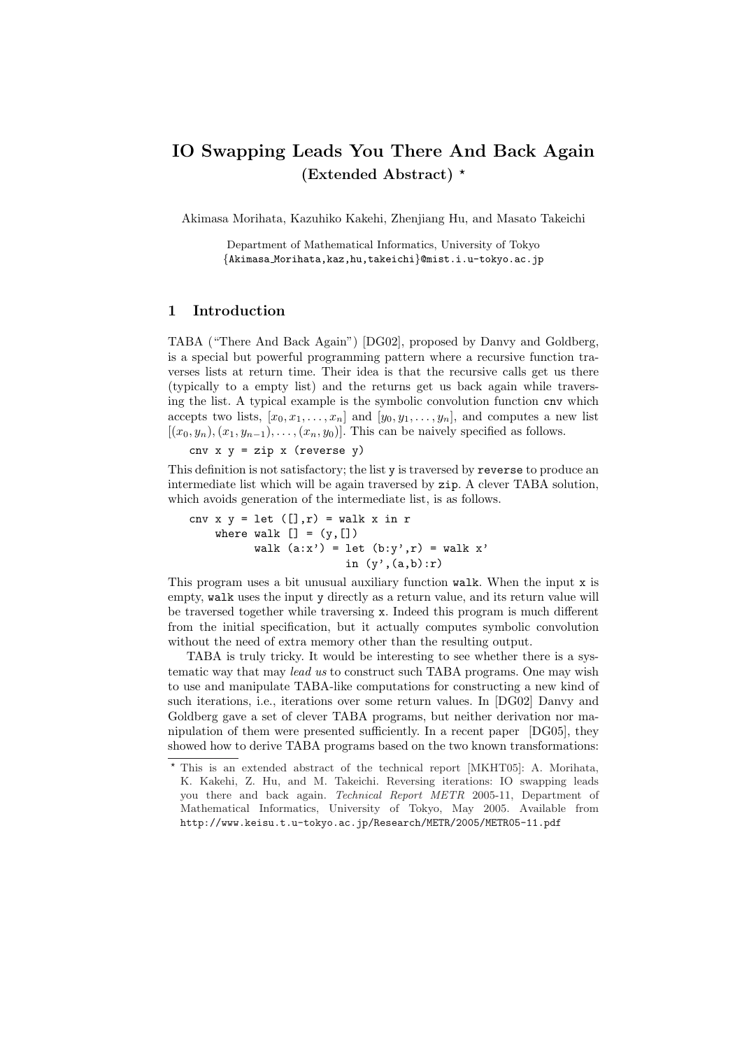# IO Swapping Leads You There And Back Again

## (Extended Abstract) *

Akimasa Morihata, Kazuhiko Kakehi, Zhenjiang Hu, and Masato Takeichi

Department of Mathematical Informatics, University of Tokyo
{Akimasa_Morihata,kaz,hu,takeichi}@mist.i.u-tokyo.ac.jp

## 1 Introduction

TABA ("There And Back Again") [DG02], proposed by Danvy and Goldberg, is a special but powerful programming pattern where a recursive function traverses lists at return time. Their idea is that the recursive calls get us there (typically to a empty list) and the returns get us back again while traversing the list. A typical example is the symbolic convolution function `cnv` which accepts two lists, $[x_0, x_1, \ldots, x_n]$ and $[y_0, y_1, \ldots, y_n]$, and computes a new list $[(x_0, y_n), (x_1, y_{n-1}), \ldots, (x_n, y_0)]$. This can be naively specified as follows.

```
cnv x y = zip x (reverse y)
```

This definition is not satisfactory; the list `y` is traversed by `reverse` to produce an intermediate list which will be again traversed by `zip`. A clever TABA solution, which avoids generation of the intermediate list, is as follows.

```
cnv x y = let ([],r) = walk x in r
    where walk [] = (y,[])
          walk (a:x') = let (b:y',r) = walk x'
                        in (y',(a,b):r)
```

This program uses a bit unusual auxiliary function `walk`. When the input `x` is empty, `walk` uses the input `y` directly as a return value, and its return value will be traversed together while traversing `x`. Indeed this program is much different from the initial specification, but it actually computes symbolic convolution without the need of extra memory other than the resulting output.

TABA is truly tricky. It would be interesting to see whether there is a systematic way that may *lead us* to construct such TABA programs. One may wish to use and manipulate TABA-like computations for constructing a new kind of such iterations, i.e., iterations over some return values. In [DG02] Danvy and Goldberg gave a set of clever TABA programs, but neither derivation nor manipulation of them were presented sufficiently. In a recent paper [DG05], they showed how to derive TABA programs based on the two known transformations:

* This is an extended abstract of the technical report [MKHT05]: A. Morihata, K. Kakehi, Z. Hu, and M. Takeichi. Reversing iterations: IO swapping leads you there and back again. *Technical Report METR* 2005-11, Department of Mathematical Informatics, University of Tokyo, May 2005. Available from http://www.keisu.t.u-tokyo.ac.jp/Research/METR/2005/METR05-11.pdf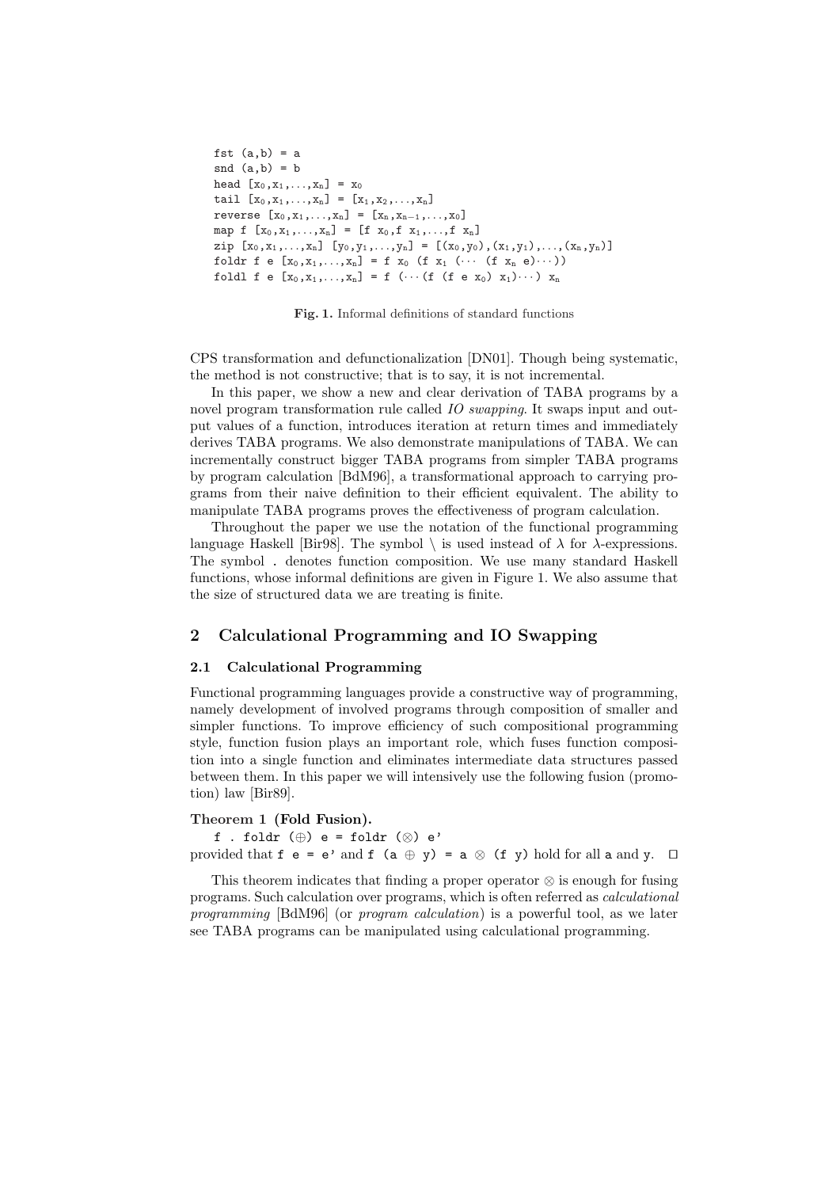```
fst (a,b) = a
snd (a,b) = b
head [x0,x1,...,xn] = x0
tail [x0,x1,...,xn] = [x1,x2,...,xn]
reverse [x0,x1,...,xn] = [xn,xn−1,...,x0]
map f [x0,x1,...,xn] = [f x0,f x1,...,f xn]
zip [x0,x1,...,xn] [y0,y1,...,yn] = [(x0,y0),(x1,y1),...,(xn,yn)]
foldr f e [x0,x1,...,xn] = f x0 (f x1 (··· (f xn e)···))
foldl f e [x0,x1,...,xn] = f (···(f (f e x0) x1)···) xn
```

**Fig. 1.** Informal definitions of standard functions

CPS transformation and defunctionalization [DN01]. Though being systematic, the method is not constructive; that is to say, it is not incremental.

In this paper, we show a new and clear derivation of TABA programs by a novel program transformation rule called *IO swapping*. It swaps input and output values of a function, introduces iteration at return times and immediately derives TABA programs. We also demonstrate manipulations of TABA. We can incrementally construct bigger TABA programs from simpler TABA programs by program calculation [BdM96], a transformational approach to carrying programs from their naive definition to their efficient equivalent. The ability to manipulate TABA programs proves the effectiveness of program calculation.

Throughout the paper we use the notation of the functional programming language Haskell [Bir98]. The symbol `\` is used instead of $\lambda$ for $\lambda$-expressions. The symbol `.` denotes function composition. We use many standard Haskell functions, whose informal definitions are given in Figure 1. We also assume that the size of structured data we are treating is finite.

## 2 Calculational Programming and IO Swapping

### 2.1 Calculational Programming

Functional programming languages provide a constructive way of programming, namely development of involved programs through composition of smaller and simpler functions. To improve efficiency of such compositional programming style, function fusion plays an important role, which fuses function composition into a single function and eliminates intermediate data structures passed between them. In this paper we will intensively use the following fusion (promotion) law [Bir89].

**Theorem 1 (Fold Fusion).**

`f . foldr (⊕) e = foldr (⊗) e'`

provided that `f e = e'` and `f (a ⊕ y) = a ⊗ (f y)` hold for all `a` and `y`. □

This theorem indicates that finding a proper operator $\otimes$ is enough for fusing programs. Such calculation over programs, which is often referred as *calculational programming* [BdM96] (or *program calculation*) is a powerful tool, as we later see TABA programs can be manipulated using calculational programming.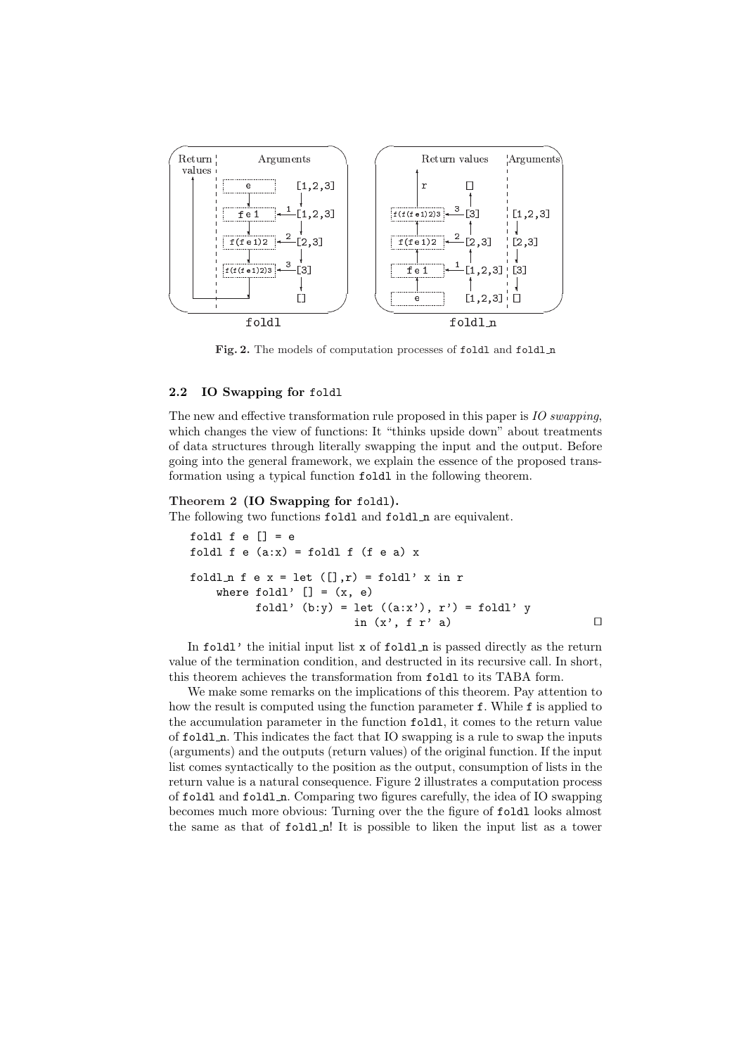Fig. 2. The models of computation processes of foldl and foldl_n

### 2.2 IO Swapping for foldl

The new and effective transformation rule proposed in this paper is *IO swapping*, which changes the view of functions: It "thinks upside down" about treatments of data structures through literally swapping the input and the output. Before going into the general framework, we explain the essence of the proposed transformation using a typical function foldl in the following theorem.

**Theorem 2 (IO Swapping for foldl).**
The following two functions foldl and foldl_n are equivalent.

```
foldl f e [] = e
foldl f e (a:x) = foldl f (f e a) x

foldl_n f e x = let ([],r) = foldl' x in r
    where foldl' [] = (x, e)
          foldl' (b:y) = let ((a:x'), r') = foldl' y
                         in (x', f r' a)
```

□

In foldl' the initial input list x of foldl_n is passed directly as the return value of the termination condition, and destructed in its recursive call. In short, this theorem achieves the transformation from foldl to its TABA form.

We make some remarks on the implications of this theorem. Pay attention to how the result is computed using the function parameter f. While f is applied to the accumulation parameter in the function foldl, it comes to the return value of foldl_n. This indicates the fact that IO swapping is a rule to swap the inputs (arguments) and the outputs (return values) of the original function. If the input list comes syntactically to the position as the output, consumption of lists in the return value is a natural consequence. Figure 2 illustrates a computation process of foldl and foldl_n. Comparing two figures carefully, the idea of IO swapping becomes much more obvious: Turning over the the figure of foldl looks almost the same as that of foldl_n! It is possible to liken the input list as a tower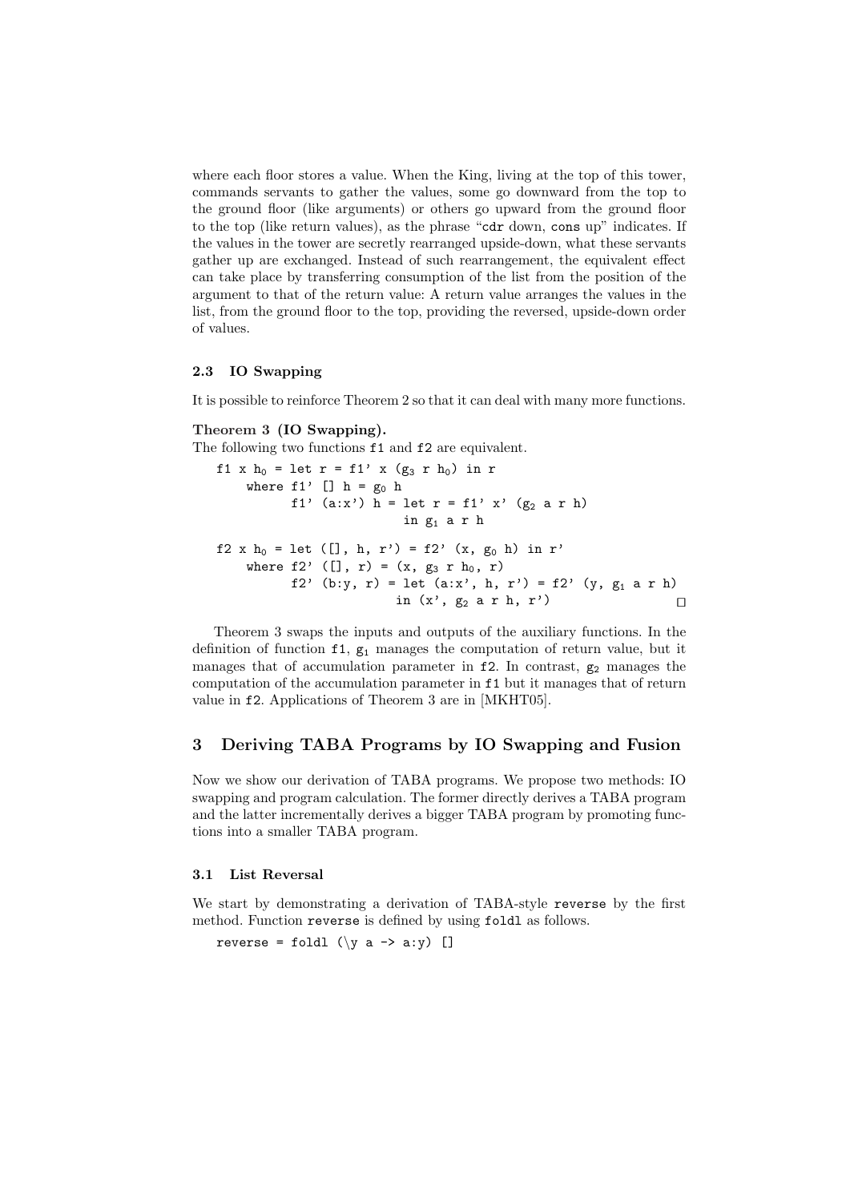where each floor stores a value. When the King, living at the top of this tower, commands servants to gather the values, some go downward from the top to the ground floor (like arguments) or others go upward from the ground floor to the top (like return values), as the phrase "`cdr` down, `cons` up" indicates. If the values in the tower are secretly rearranged upside-down, what these servants gather up are exchanged. Instead of such rearrangement, the equivalent effect can take place by transferring consumption of the list from the position of the argument to that of the return value: A return value arranges the values in the list, from the ground floor to the top, providing the reversed, upside-down order of values.

### 2.3 IO Swapping

It is possible to reinforce Theorem 2 so that it can deal with many more functions.

**Theorem 3 (IO Swapping).**
The following two functions `f1` and `f2` are equivalent.

```
f1 x h0 = let r = f1' x (g3 r h0) in r
    where f1' [] h = g0 h
          f1' (a:x') h = let r = f1' x' (g2 a r h)
                         in g1 a r h

f2 x h0 = let ([], h, r') = f2' (x, g0 h) in r'
    where f2' ([], r) = (x, g3 r h0, r)
          f2' (b:y, r) = let (a:x', h, r') = f2' (y, g1 a r h)
                         in (x', g2 a r h, r')
```
□

Theorem 3 swaps the inputs and outputs of the auxiliary functions. In the definition of function `f1`, $g_1$ manages the computation of return value, but it manages that of accumulation parameter in `f2`. In contrast, $g_2$ manages the computation of the accumulation parameter in `f1` but it manages that of return value in `f2`. Applications of Theorem 3 are in [MKHT05].

## 3 Deriving TABA Programs by IO Swapping and Fusion

Now we show our derivation of TABA programs. We propose two methods: IO swapping and program calculation. The former directly derives a TABA program and the latter incrementally derives a bigger TABA program by promoting functions into a smaller TABA program.

### 3.1 List Reversal

We start by demonstrating a derivation of TABA-style `reverse` by the first method. Function `reverse` is defined by using `foldl` as follows.

```
reverse = foldl (\y a -> a:y) []
```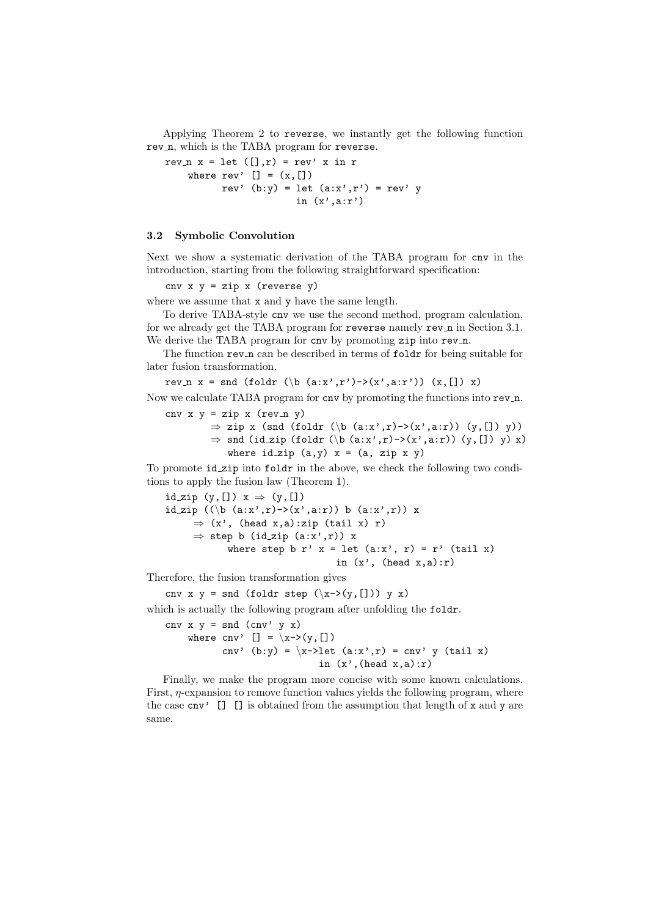Applying Theorem 2 to `reverse`, we instantly get the following function `rev_n`, which is the TABA program for `reverse`.

```
rev_n x = let ([],r) = rev' x in r
    where rev' [] = (x,[])
          rev' (b:y) = let (a:x',r') = rev' y
                       in (x',a:r')
```

### 3.2 Symbolic Convolution

Next we show a systematic derivation of the TABA program for `cnv` in the introduction, starting from the following straightforward specification:

```
cnv x y = zip x (reverse y)
```

where we assume that `x` and `y` have the same length.

To derive TABA-style `cnv` we use the second method, program calculation, for we already get the TABA program for `reverse` namely `rev_n` in Section 3.1. We derive the TABA program for `cnv` by promoting `zip` into `rev_n`.

The function `rev_n` can be described in terms of `foldr` for being suitable for later fusion transformation.

```
rev_n x = snd (foldr (\b (a:x',r')->(x',a:r')) (x,[]) x)
```

Now we calculate TABA program for `cnv` by promoting the functions into `rev_n`.

```
cnv x y = zip x (rev_n y)
        ⇒ zip x (snd (foldr (\b (a:x',r)->(x',a:r)) (y,[]) y))
        ⇒ snd (id_zip (foldr (\b (a:x',r)->(x',a:r)) (y,[]) y) x)
          where id_zip (a,y) x = (a, zip x y)
```

To promote `id_zip` into `foldr` in the above, we check the following two conditions to apply the fusion law (Theorem 1).

```
id_zip (y,[]) x ⇒ (y,[])
id_zip ((\b (a:x',r)->(x',a:r)) b (a:x',r)) x
     ⇒ (x', (head x,a):zip (tail x) r)
     ⇒ step b (id_zip (a:x',r)) x
          where step b r' x = let (a:x', r) = r' (tail x)
                              in (x', (head x,a):r)
```

Therefore, the fusion transformation gives

```
cnv x y = snd (foldr step (\x->(y,[])) y x)
```

which is actually the following program after unfolding the `foldr`.

```
cnv x y = snd (cnv' y x)
    where cnv' [] = \x->(y,[])
          cnv' (b:y) = \x->let (a:x',r) = cnv' y (tail x)
                           in (x',(head x,a):r)
```

Finally, we make the program more concise with some known calculations. First, $\eta$-expansion to remove function values yields the following program, where the case `cnv' [] []` is obtained from the assumption that length of `x` and `y` are same.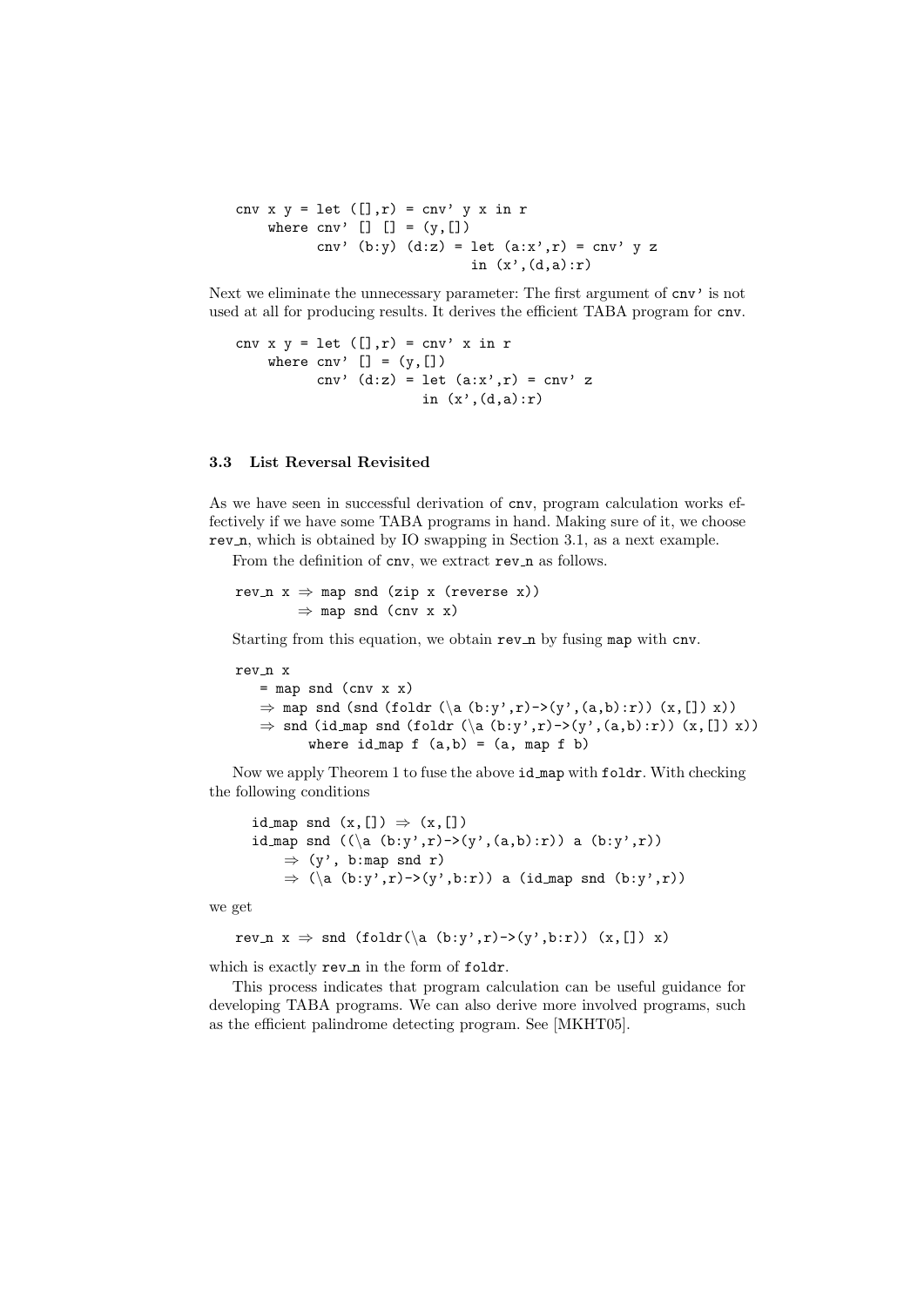```
cnv x y = let ([],r) = cnv' y x in r
    where cnv' [] [] = (y,[])
          cnv' (b:y) (d:z) = let (a:x',r) = cnv' y z
                             in (x',(d,a):r)
```

Next we eliminate the unnecessary parameter: The first argument of `cnv'` is not used at all for producing results. It derives the efficient TABA program for `cnv`.

```
cnv x y = let ([],r) = cnv' x in r
    where cnv' [] = (y,[])
          cnv' (d:z) = let (a:x',r) = cnv' z
                       in (x',(d,a):r)
```

### 3.3 List Reversal Revisited

As we have seen in successful derivation of `cnv`, program calculation works effectively if we have some TABA programs in hand. Making sure of it, we choose `rev_n`, which is obtained by IO swapping in Section 3.1, as a next example.

From the definition of `cnv`, we extract `rev_n` as follows.

```
rev_n x ⇒ map snd (zip x (reverse x))
        ⇒ map snd (cnv x x)
```

Starting from this equation, we obtain `rev_n` by fusing `map` with `cnv`.

```
rev_n x
   = map snd (cnv x x)
   ⇒ map snd (snd (foldr (\a (b:y',r)->(y',(a,b):r)) (x,[]) x))
   ⇒ snd (id_map snd (foldr (\a (b:y',r)->(y',(a,b):r)) (x,[]) x))
        where id_map f (a,b) = (a, map f b)
```

Now we apply Theorem 1 to fuse the above `id_map` with `foldr`. With checking the following conditions

```
id_map snd (x,[]) ⇒ (x,[])
id_map snd ((\a (b:y',r)->(y',(a,b):r)) a (b:y',r))
    ⇒ (y', b:map snd r)
    ⇒ (\a (b:y',r)->(y',b:r)) a (id_map snd (b:y',r))
```

we get

```
rev_n x ⇒ snd (foldr(\a (b:y',r)->(y',b:r)) (x,[]) x)
```

which is exactly `rev_n` in the form of `foldr`.

This process indicates that program calculation can be useful guidance for developing TABA programs. We can also derive more involved programs, such as the efficient palindrome detecting program. See [MKHT05].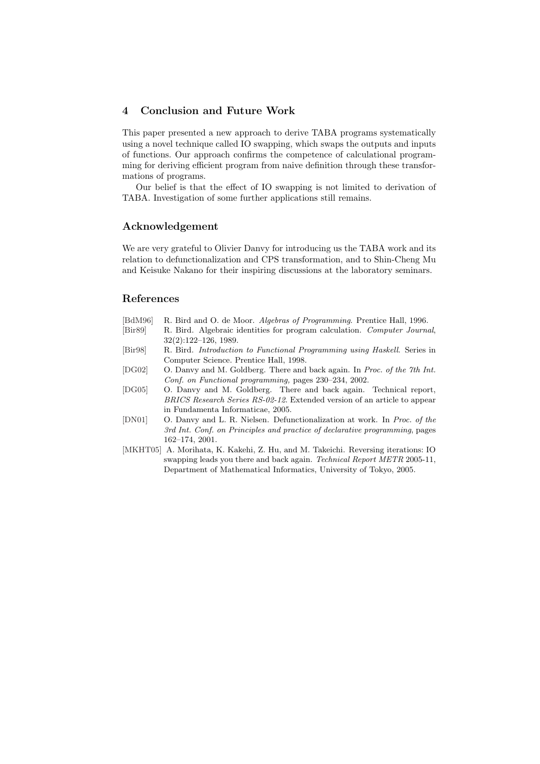## 4 Conclusion and Future Work

This paper presented a new approach to derive TABA programs systematically using a novel technique called IO swapping, which swaps the outputs and inputs of functions. Our approach confirms the competence of calculational programming for deriving efficient program from naive definition through these transformations of programs.

Our belief is that the effect of IO swapping is not limited to derivation of TABA. Investigation of some further applications still remains.

## Acknowledgement

We are very grateful to Olivier Danvy for introducing us the TABA work and its relation to defunctionalization and CPS transformation, and to Shin-Cheng Mu and Keisuke Nakano for their inspiring discussions at the laboratory seminars.

## References

- [BdM96] R. Bird and O. de Moor. *Algebras of Programming*. Prentice Hall, 1996.
- [Bir89] R. Bird. Algebraic identities for program calculation. *Computer Journal*, 32(2):122–126, 1989.
- [Bir98] R. Bird. *Introduction to Functional Programming using Haskell*. Series in Computer Science. Prentice Hall, 1998.
- [DG02] O. Danvy and M. Goldberg. There and back again. In *Proc. of the 7th Int. Conf. on Functional programming,* pages 230–234, 2002.
- [DG05] O. Danvy and M. Goldberg. There and back again. Technical report, *BRICS Research Series RS-02-12*. Extended version of an article to appear in Fundamenta Informaticae, 2005.
- [DN01] O. Danvy and L. R. Nielsen. Defunctionalization at work. In *Proc. of the 3rd Int. Conf. on Principles and practice of declarative programming*, pages 162–174, 2001.
- [MKHT05] A. Morihata, K. Kakehi, Z. Hu, and M. Takeichi. Reversing iterations: IO swapping leads you there and back again. *Technical Report METR* 2005-11, Department of Mathematical Informatics, University of Tokyo, 2005.